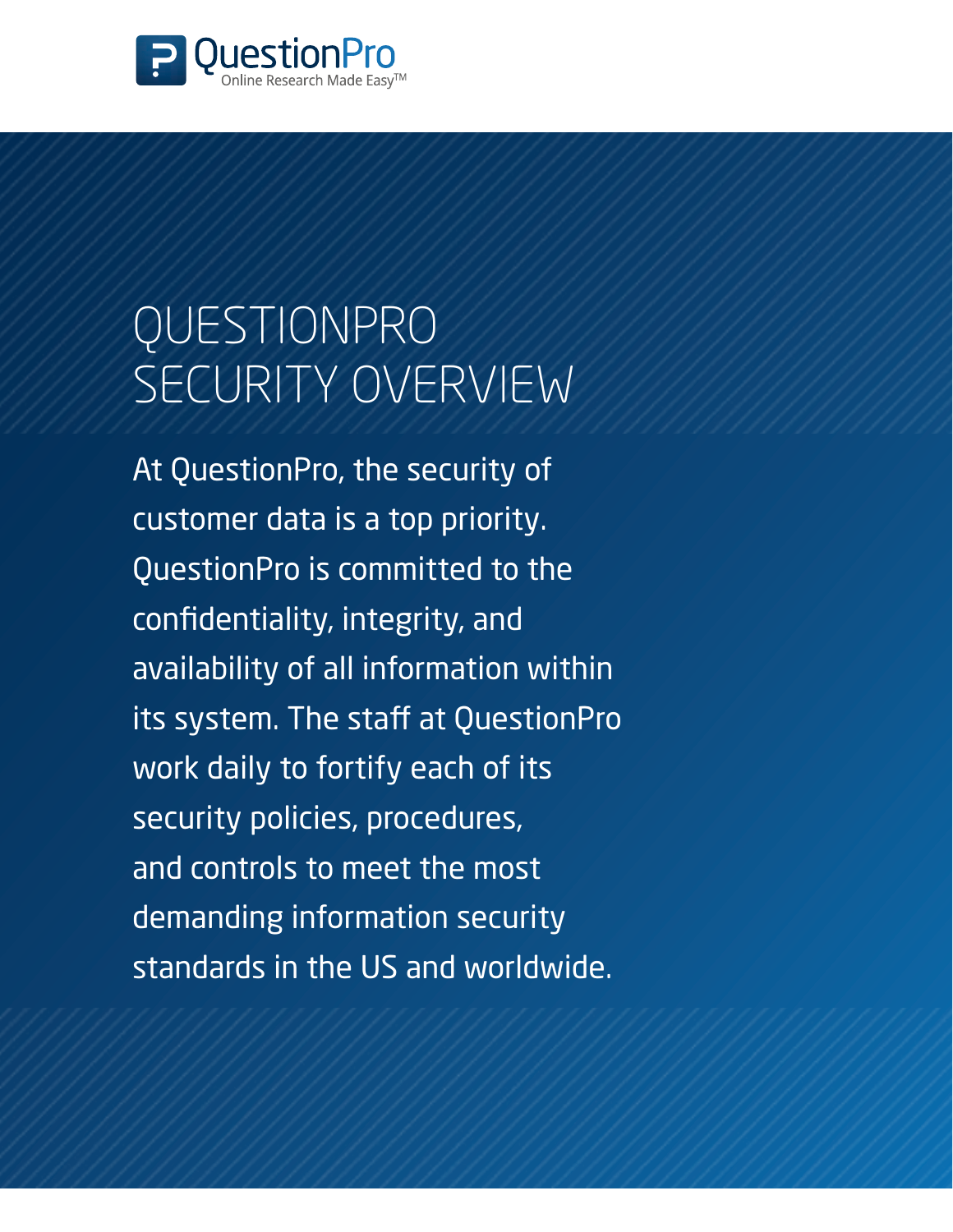QuestionPro
Online Research Made Easy™

# QUESTIONPRO SECURITY OVERVIEW

At QuestionPro, the security of customer data is a top priority. QuestionPro is committed to the confidentiality, integrity, and availability of all information within its system. The staff at QuestionPro work daily to fortify each of its security policies, procedures, and controls to meet the most demanding information security standards in the US and worldwide.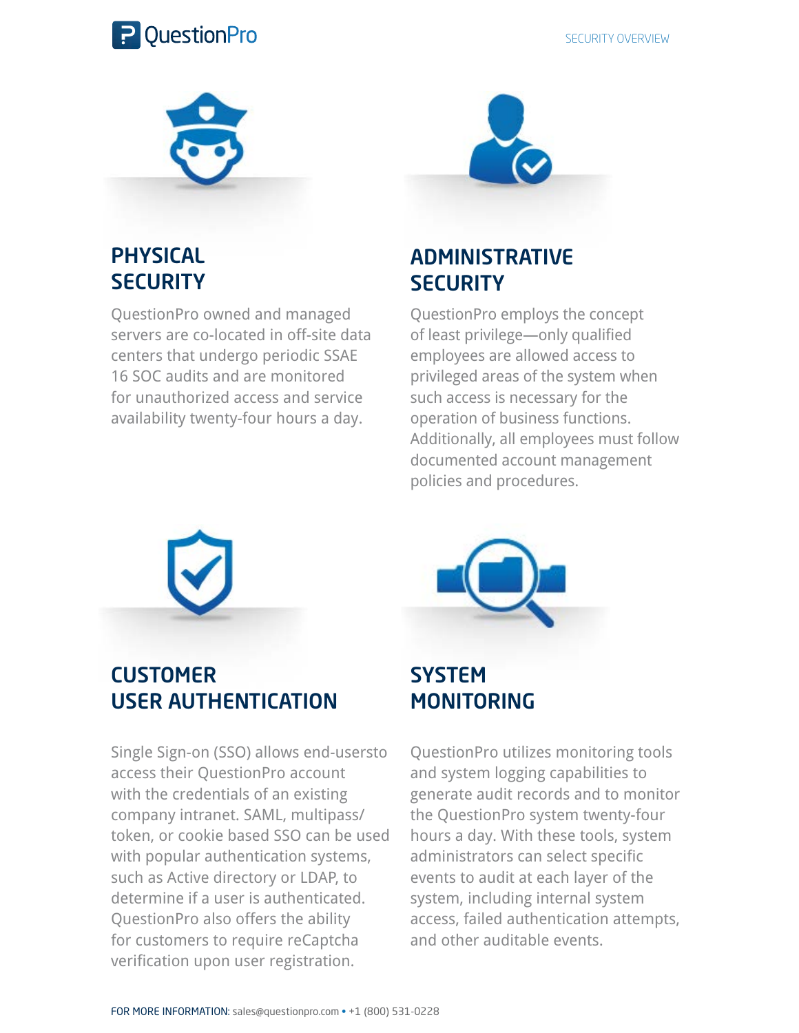## PHYSICAL SECURITY

QuestionPro owned and managed servers are co-located in off-site data centers that undergo periodic SSAE 16 SOC audits and are monitored for unauthorized access and service availability twenty-four hours a day.

## ADMINISTRATIVE SECURITY

QuestionPro employs the concept of least privilege—only qualified employees are allowed access to privileged areas of the system when such access is necessary for the operation of business functions. Additionally, all employees must follow documented account management policies and procedures.

## CUSTOMER USER AUTHENTICATION

Single Sign-on (SSO) allows end-usersto access their QuestionPro account with the credentials of an existing company intranet. SAML, multipass/ token, or cookie based SSO can be used with popular authentication systems, such as Active directory or LDAP, to determine if a user is authenticated. QuestionPro also offers the ability for customers to require reCaptcha verification upon user registration.

## SYSTEM MONITORING

QuestionPro utilizes monitoring tools and system logging capabilities to generate audit records and to monitor the QuestionPro system twenty-four hours a day. With these tools, system administrators can select specific events to audit at each layer of the system, including internal system access, failed authentication attempts, and other auditable events.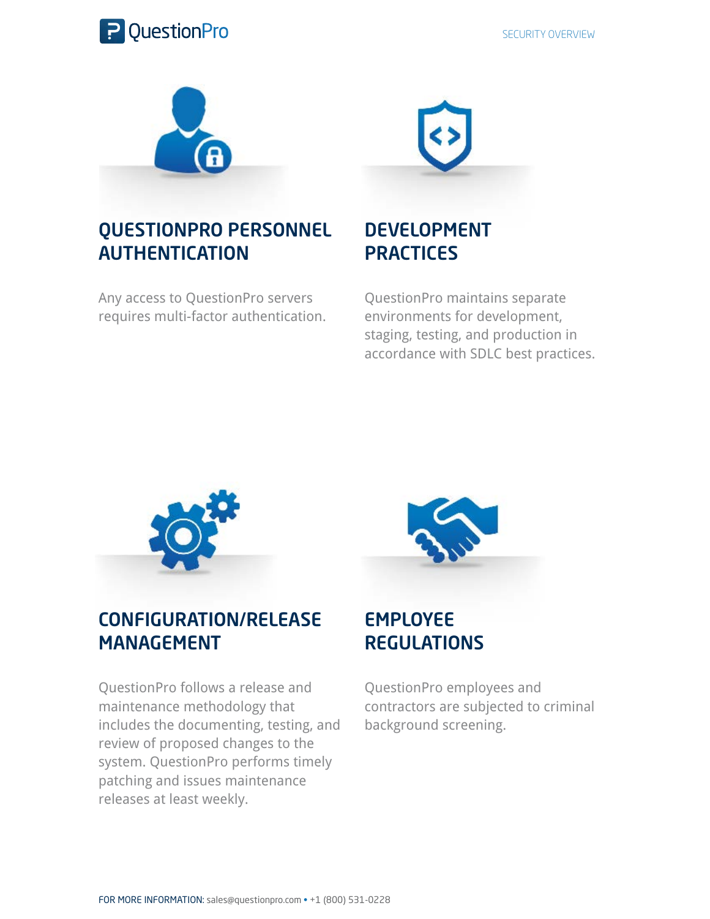## QUESTIONPRO PERSONNEL AUTHENTICATION

Any access to QuestionPro servers requires multi-factor authentication.

## DEVELOPMENT PRACTICES

QuestionPro maintains separate environments for development, staging, testing, and production in accordance with SDLC best practices.

## CONFIGURATION/RELEASE MANAGEMENT

QuestionPro follows a release and maintenance methodology that includes the documenting, testing, and review of proposed changes to the system. QuestionPro performs timely patching and issues maintenance releases at least weekly.

## EMPLOYEE REGULATIONS

QuestionPro employees and contractors are subjected to criminal background screening.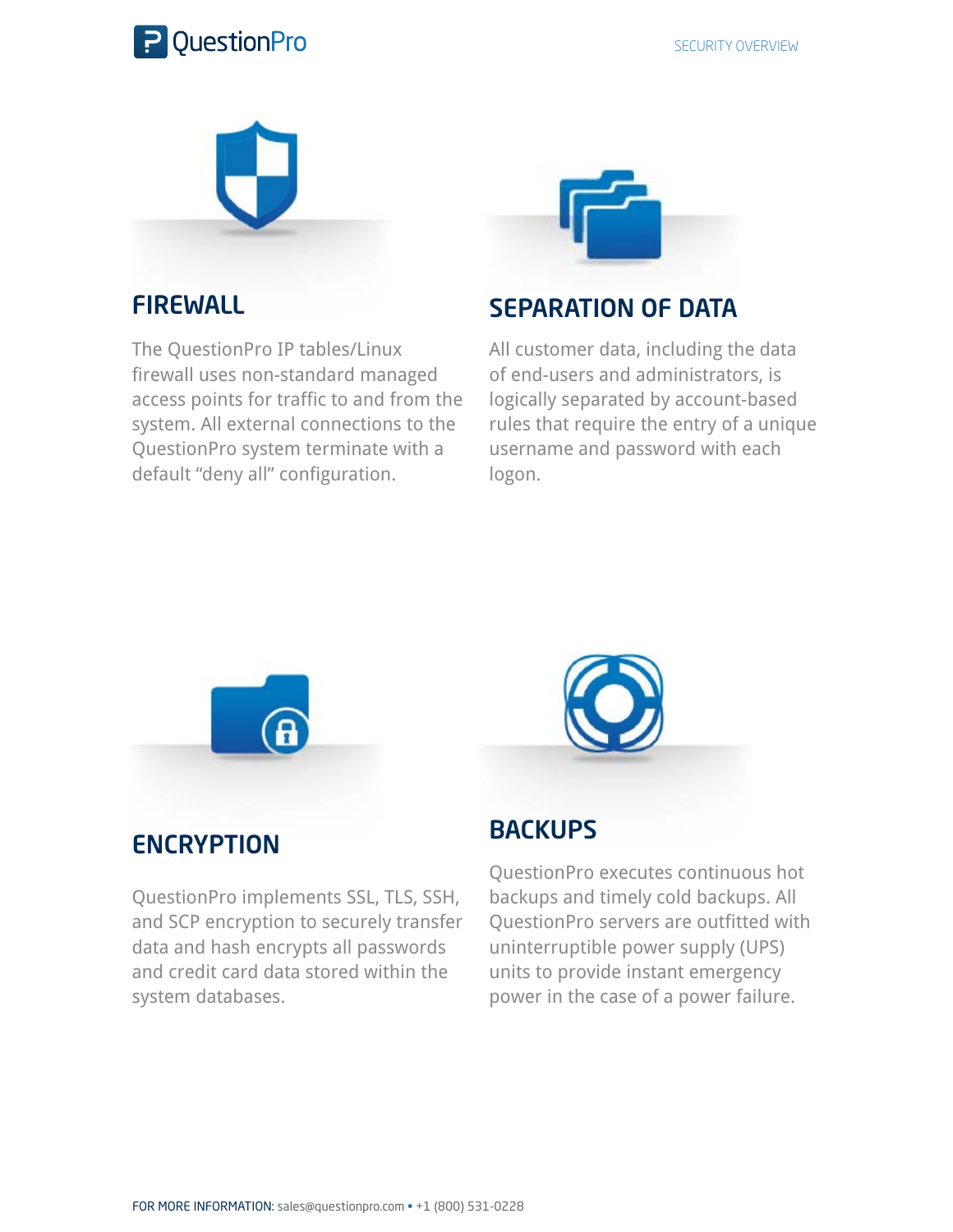## FIREWALL

The QuestionPro IP tables/Linux firewall uses non-standard managed access points for traffic to and from the system. All external connections to the QuestionPro system terminate with a default "deny all" configuration.

## SEPARATION OF DATA

All customer data, including the data of end-users and administrators, is logically separated by account-based rules that require the entry of a unique username and password with each logon.

## ENCRYPTION

QuestionPro implements SSL, TLS, SSH, and SCP encryption to securely transfer data and hash encrypts all passwords and credit card data stored within the system databases.

## BACKUPS

QuestionPro executes continuous hot backups and timely cold backups. All QuestionPro servers are outfitted with uninterruptible power supply (UPS) units to provide instant emergency power in the case of a power failure.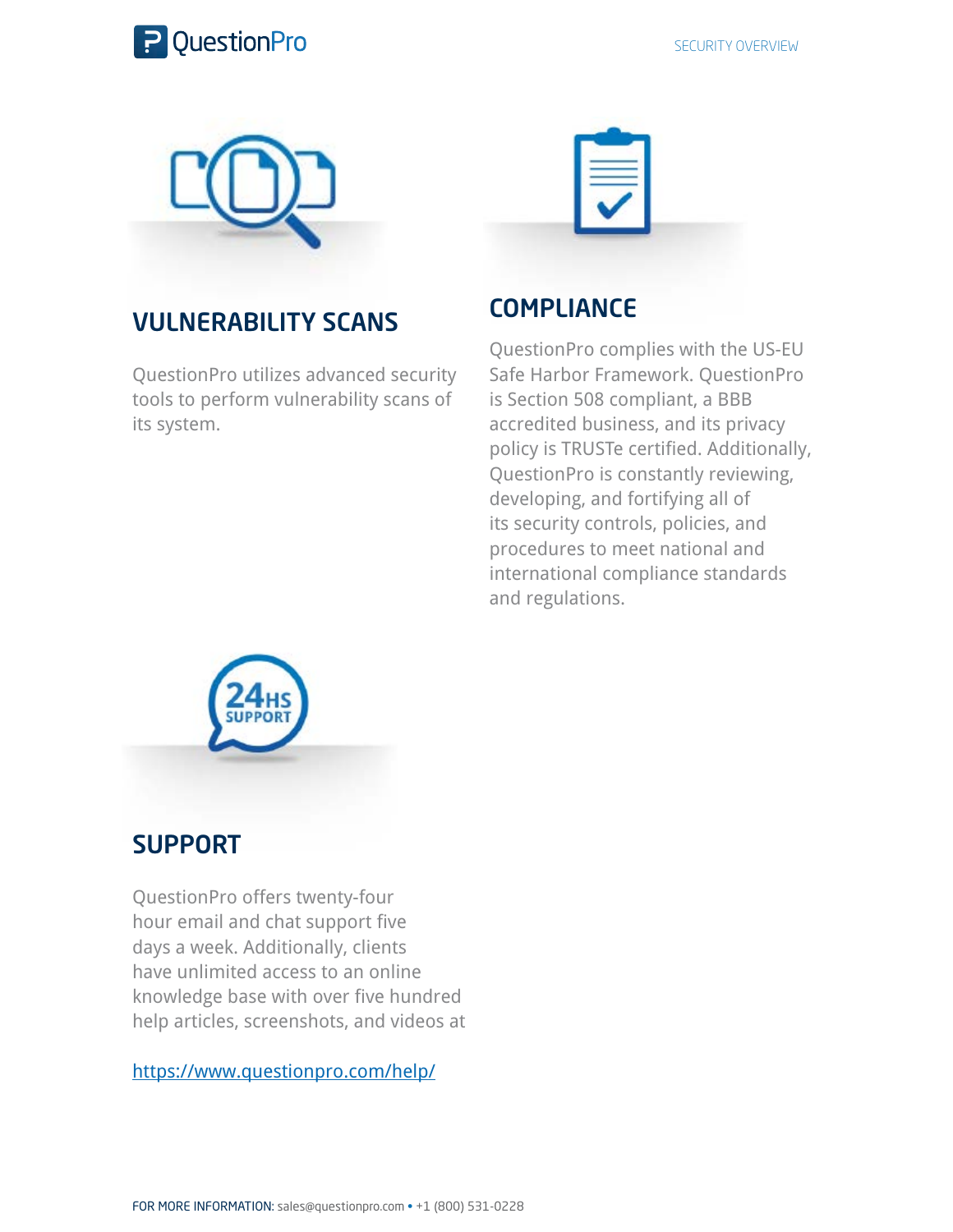## VULNERABILITY SCANS

QuestionPro utilizes advanced security tools to perform vulnerability scans of its system.

## COMPLIANCE

QuestionPro complies with the US-EU Safe Harbor Framework. QuestionPro is Section 508 compliant, a BBB accredited business, and its privacy policy is TRUSTe certified. Additionally, QuestionPro is constantly reviewing, developing, and fortifying all of its security controls, policies, and procedures to meet national and international compliance standards and regulations.

## SUPPORT

QuestionPro offers twenty-four hour email and chat support five days a week. Additionally, clients have unlimited access to an online knowledge base with over five hundred help articles, screenshots, and videos at

https://www.questionpro.com/help/

FOR MORE INFORMATION: sales@questionpro.com • +1 (800) 531-0228